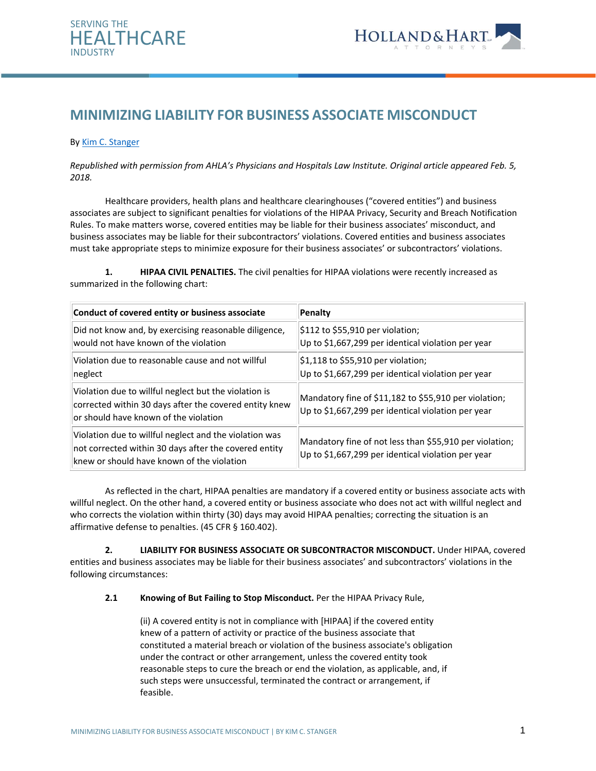SERVING THE
HEALTHCARE
INDUSTRY

HOLLAND & HART
ATTORNEYS

# MINIMIZING LIABILITY FOR BUSINESS ASSOCIATE MISCONDUCT

By Kim C. Stanger

*Republished with permission from AHLA's Physicians and Hospitals Law Institute. Original article appeared Feb. 5, 2018.*

Healthcare providers, health plans and healthcare clearinghouses ("covered entities") and business associates are subject to significant penalties for violations of the HIPAA Privacy, Security and Breach Notification Rules. To make matters worse, covered entities may be liable for their business associates' misconduct, and business associates may be liable for their subcontractors' violations. Covered entities and business associates must take appropriate steps to minimize exposure for their business associates' or subcontractors' violations.

**1. HIPAA CIVIL PENALTIES.** The civil penalties for HIPAA violations were recently increased as summarized in the following chart:

| Conduct of covered entity or business associate | Penalty |
|---|---|
| Did not know and, by exercising reasonable diligence, would not have known of the violation | $112 to $55,910 per violation; Up to $1,667,299 per identical violation per year |
| Violation due to reasonable cause and not willful neglect | $1,118 to $55,910 per violation; Up to $1,667,299 per identical violation per year |
| Violation due to willful neglect but the violation is corrected within 30 days after the covered entity knew or should have known of the violation | Mandatory fine of $11,182 to $55,910 per violation; Up to $1,667,299 per identical violation per year |
| Violation due to willful neglect and the violation was not corrected within 30 days after the covered entity knew or should have known of the violation | Mandatory fine of not less than $55,910 per violation; Up to $1,667,299 per identical violation per year |

As reflected in the chart, HIPAA penalties are mandatory if a covered entity or business associate acts with willful neglect. On the other hand, a covered entity or business associate who does not act with willful neglect and who corrects the violation within thirty (30) days may avoid HIPAA penalties; correcting the situation is an affirmative defense to penalties. (45 CFR § 160.402).

**2. LIABILITY FOR BUSINESS ASSOCIATE OR SUBCONTRACTOR MISCONDUCT.** Under HIPAA, covered entities and business associates may be liable for their business associates' and subcontractors' violations in the following circumstances:

**2.1 Knowing of But Failing to Stop Misconduct.** Per the HIPAA Privacy Rule,

> (ii) A covered entity is not in compliance with [HIPAA] if the covered entity knew of a pattern of activity or practice of the business associate that constituted a material breach or violation of the business associate's obligation under the contract or other arrangement, unless the covered entity took reasonable steps to cure the breach or end the violation, as applicable, and, if such steps were unsuccessful, terminated the contract or arrangement, if feasible.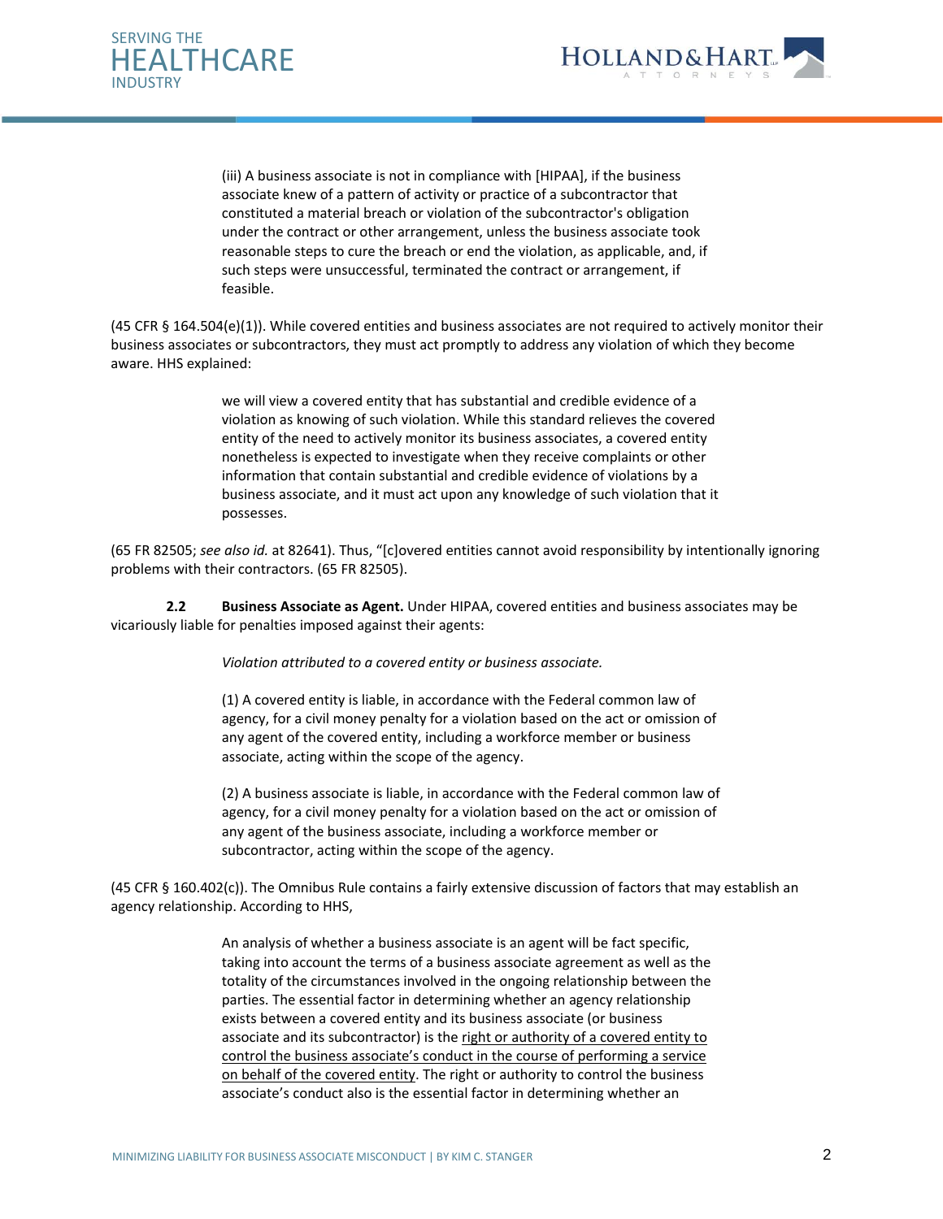> (iii) A business associate is not in compliance with [HIPAA], if the business associate knew of a pattern of activity or practice of a subcontractor that constituted a material breach or violation of the subcontractor's obligation under the contract or other arrangement, unless the business associate took reasonable steps to cure the breach or end the violation, as applicable, and, if such steps were unsuccessful, terminated the contract or arrangement, if feasible.

(45 CFR § 164.504(e)(1)). While covered entities and business associates are not required to actively monitor their business associates or subcontractors, they must act promptly to address any violation of which they become aware. HHS explained:

> we will view a covered entity that has substantial and credible evidence of a violation as knowing of such violation. While this standard relieves the covered entity of the need to actively monitor its business associates, a covered entity nonetheless is expected to investigate when they receive complaints or other information that contain substantial and credible evidence of violations by a business associate, and it must act upon any knowledge of such violation that it possesses.

(65 FR 82505; *see also id.* at 82641). Thus, "[c]overed entities cannot avoid responsibility by intentionally ignoring problems with their contractors. (65 FR 82505).

**2.2 Business Associate as Agent.** Under HIPAA, covered entities and business associates may be vicariously liable for penalties imposed against their agents:

> *Violation attributed to a covered entity or business associate.*
>
> (1) A covered entity is liable, in accordance with the Federal common law of agency, for a civil money penalty for a violation based on the act or omission of any agent of the covered entity, including a workforce member or business associate, acting within the scope of the agency.
>
> (2) A business associate is liable, in accordance with the Federal common law of agency, for a civil money penalty for a violation based on the act or omission of any agent of the business associate, including a workforce member or subcontractor, acting within the scope of the agency.

(45 CFR § 160.402(c)). The Omnibus Rule contains a fairly extensive discussion of factors that may establish an agency relationship. According to HHS,

> An analysis of whether a business associate is an agent will be fact specific, taking into account the terms of a business associate agreement as well as the totality of the circumstances involved in the ongoing relationship between the parties. The essential factor in determining whether an agency relationship exists between a covered entity and its business associate (or business associate and its subcontractor) is the <u>right or authority of a covered entity to control the business associate's conduct in the course of performing a service on behalf of the covered entity</u>. The right or authority to control the business associate's conduct also is the essential factor in determining whether an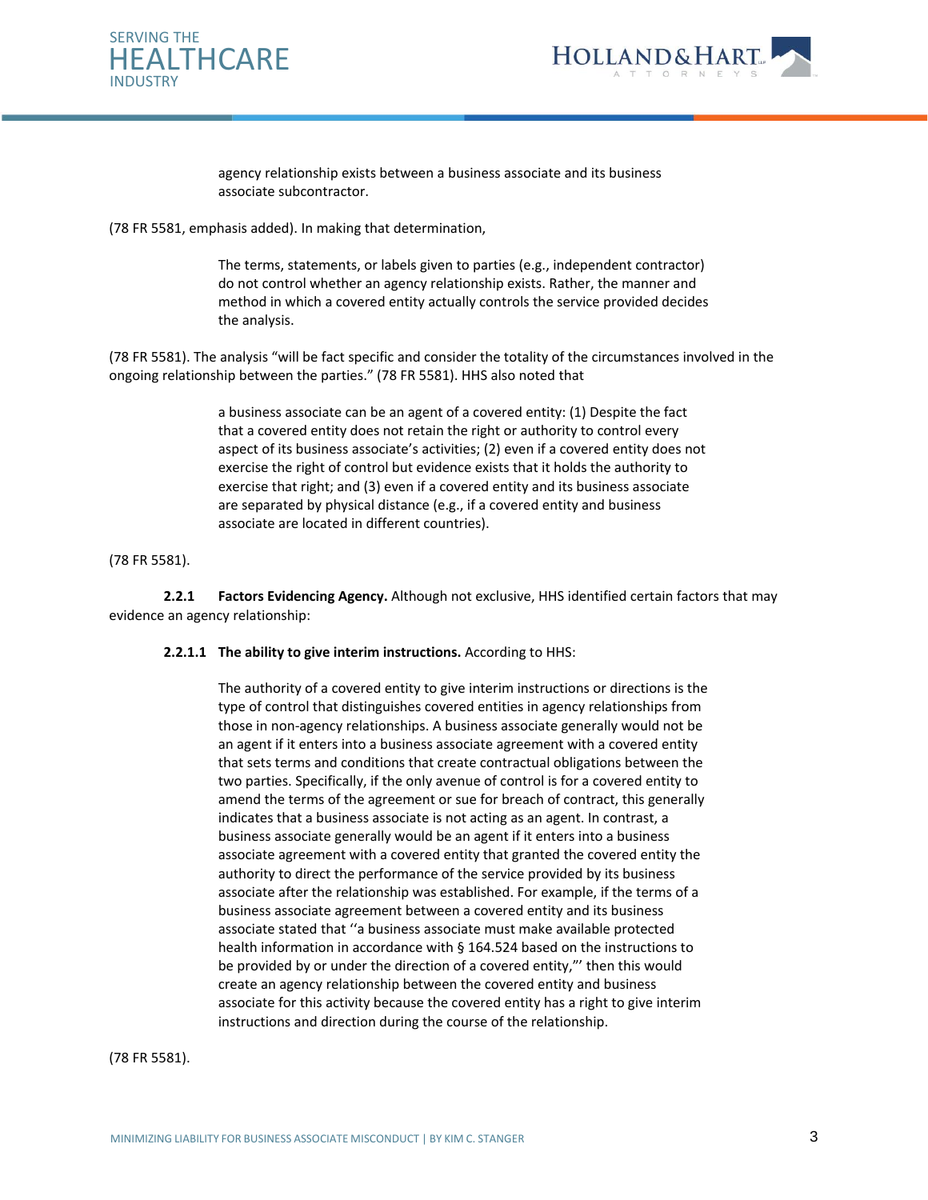> agency relationship exists between a business associate and its business associate subcontractor.

(78 FR 5581, emphasis added). In making that determination,

> The terms, statements, or labels given to parties (e.g., independent contractor) do not control whether an agency relationship exists. Rather, the manner and method in which a covered entity actually controls the service provided decides the analysis.

(78 FR 5581). The analysis "will be fact specific and consider the totality of the circumstances involved in the ongoing relationship between the parties." (78 FR 5581). HHS also noted that

> a business associate can be an agent of a covered entity: (1) Despite the fact that a covered entity does not retain the right or authority to control every aspect of its business associate's activities; (2) even if a covered entity does not exercise the right of control but evidence exists that it holds the authority to exercise that right; and (3) even if a covered entity and its business associate are separated by physical distance (e.g., if a covered entity and business associate are located in different countries).

(78 FR 5581).

**2.2.1 Factors Evidencing Agency.** Although not exclusive, HHS identified certain factors that may evidence an agency relationship:

**2.2.1.1 The ability to give interim instructions.** According to HHS:

> The authority of a covered entity to give interim instructions or directions is the type of control that distinguishes covered entities in agency relationships from those in non-agency relationships. A business associate generally would not be an agent if it enters into a business associate agreement with a covered entity that sets terms and conditions that create contractual obligations between the two parties. Specifically, if the only avenue of control is for a covered entity to amend the terms of the agreement or sue for breach of contract, this generally indicates that a business associate is not acting as an agent. In contrast, a business associate generally would be an agent if it enters into a business associate agreement with a covered entity that granted the covered entity the authority to direct the performance of the service provided by its business associate after the relationship was established. For example, if the terms of a business associate agreement between a covered entity and its business associate stated that ''a business associate must make available protected health information in accordance with § 164.524 based on the instructions to be provided by or under the direction of a covered entity,'" then this would create an agency relationship between the covered entity and business associate for this activity because the covered entity has a right to give interim instructions and direction during the course of the relationship.

(78 FR 5581).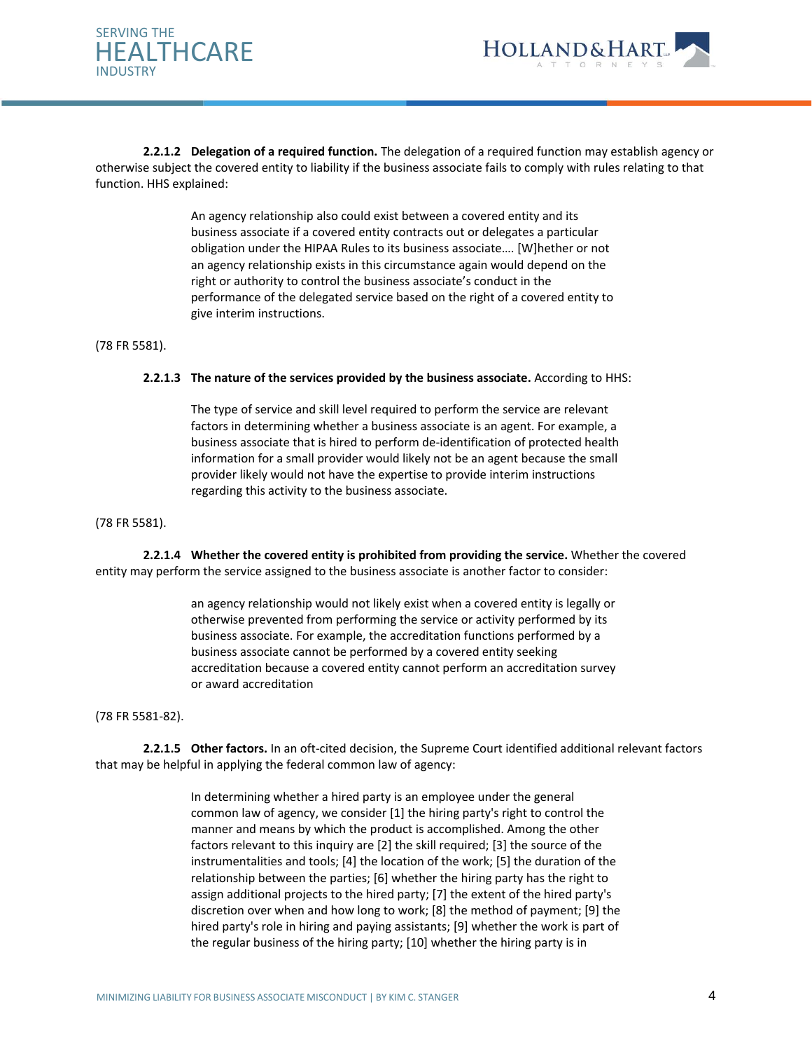**2.2.1.2 Delegation of a required function.** The delegation of a required function may establish agency or otherwise subject the covered entity to liability if the business associate fails to comply with rules relating to that function. HHS explained:

> An agency relationship also could exist between a covered entity and its business associate if a covered entity contracts out or delegates a particular obligation under the HIPAA Rules to its business associate…. [W]hether or not an agency relationship exists in this circumstance again would depend on the right or authority to control the business associate's conduct in the performance of the delegated service based on the right of a covered entity to give interim instructions.

(78 FR 5581).

**2.2.1.3 The nature of the services provided by the business associate.** According to HHS:

> The type of service and skill level required to perform the service are relevant factors in determining whether a business associate is an agent. For example, a business associate that is hired to perform de-identification of protected health information for a small provider would likely not be an agent because the small provider likely would not have the expertise to provide interim instructions regarding this activity to the business associate.

(78 FR 5581).

**2.2.1.4 Whether the covered entity is prohibited from providing the service.** Whether the covered entity may perform the service assigned to the business associate is another factor to consider:

> an agency relationship would not likely exist when a covered entity is legally or otherwise prevented from performing the service or activity performed by its business associate. For example, the accreditation functions performed by a business associate cannot be performed by a covered entity seeking accreditation because a covered entity cannot perform an accreditation survey or award accreditation

(78 FR 5581-82).

**2.2.1.5 Other factors.** In an oft-cited decision, the Supreme Court identified additional relevant factors that may be helpful in applying the federal common law of agency:

> In determining whether a hired party is an employee under the general common law of agency, we consider [1] the hiring party's right to control the manner and means by which the product is accomplished. Among the other factors relevant to this inquiry are [2] the skill required; [3] the source of the instrumentalities and tools; [4] the location of the work; [5] the duration of the relationship between the parties; [6] whether the hiring party has the right to assign additional projects to the hired party; [7] the extent of the hired party's discretion over when and how long to work; [8] the method of payment; [9] the hired party's role in hiring and paying assistants; [9] whether the work is part of the regular business of the hiring party; [10] whether the hiring party is in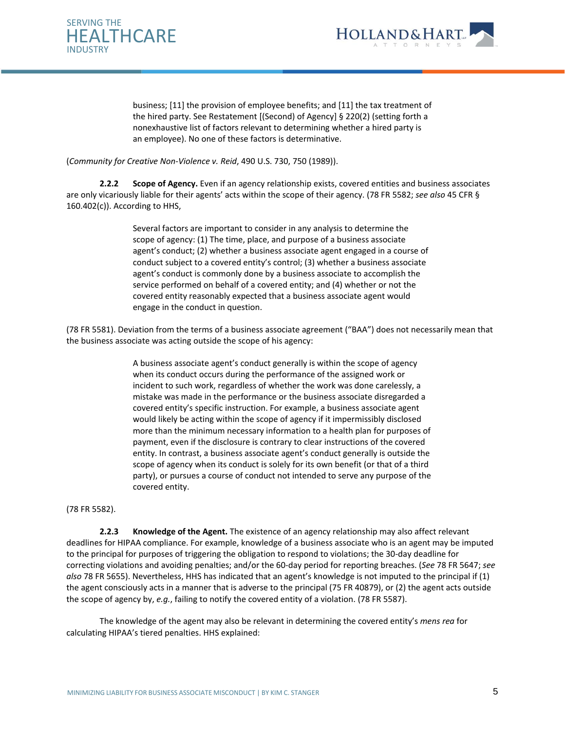> business; [11] the provision of employee benefits; and [11] the tax treatment of the hired party. See Restatement [(Second) of Agency] § 220(2) (setting forth a nonexhaustive list of factors relevant to determining whether a hired party is an employee). No one of these factors is determinative.

(*Community for Creative Non-Violence v. Reid*, 490 U.S. 730, 750 (1989)).

**2.2.2 Scope of Agency.** Even if an agency relationship exists, covered entities and business associates are only vicariously liable for their agents' acts within the scope of their agency. (78 FR 5582; *see also* 45 CFR § 160.402(c)). According to HHS,

> Several factors are important to consider in any analysis to determine the scope of agency: (1) The time, place, and purpose of a business associate agent's conduct; (2) whether a business associate agent engaged in a course of conduct subject to a covered entity's control; (3) whether a business associate agent's conduct is commonly done by a business associate to accomplish the service performed on behalf of a covered entity; and (4) whether or not the covered entity reasonably expected that a business associate agent would engage in the conduct in question.

(78 FR 5581). Deviation from the terms of a business associate agreement ("BAA") does not necessarily mean that the business associate was acting outside the scope of his agency:

> A business associate agent's conduct generally is within the scope of agency when its conduct occurs during the performance of the assigned work or incident to such work, regardless of whether the work was done carelessly, a mistake was made in the performance or the business associate disregarded a covered entity's specific instruction. For example, a business associate agent would likely be acting within the scope of agency if it impermissibly disclosed more than the minimum necessary information to a health plan for purposes of payment, even if the disclosure is contrary to clear instructions of the covered entity. In contrast, a business associate agent's conduct generally is outside the scope of agency when its conduct is solely for its own benefit (or that of a third party), or pursues a course of conduct not intended to serve any purpose of the covered entity.

(78 FR 5582).

**2.2.3 Knowledge of the Agent.** The existence of an agency relationship may also affect relevant deadlines for HIPAA compliance. For example, knowledge of a business associate who is an agent may be imputed to the principal for purposes of triggering the obligation to respond to violations; the 30-day deadline for correcting violations and avoiding penalties; and/or the 60-day period for reporting breaches. (*See* 78 FR 5647; *see also* 78 FR 5655). Nevertheless, HHS has indicated that an agent's knowledge is not imputed to the principal if (1) the agent consciously acts in a manner that is adverse to the principal (75 FR 40879), or (2) the agent acts outside the scope of agency by, *e.g.*, failing to notify the covered entity of a violation. (78 FR 5587).

The knowledge of the agent may also be relevant in determining the covered entity's *mens rea* for calculating HIPAA's tiered penalties. HHS explained: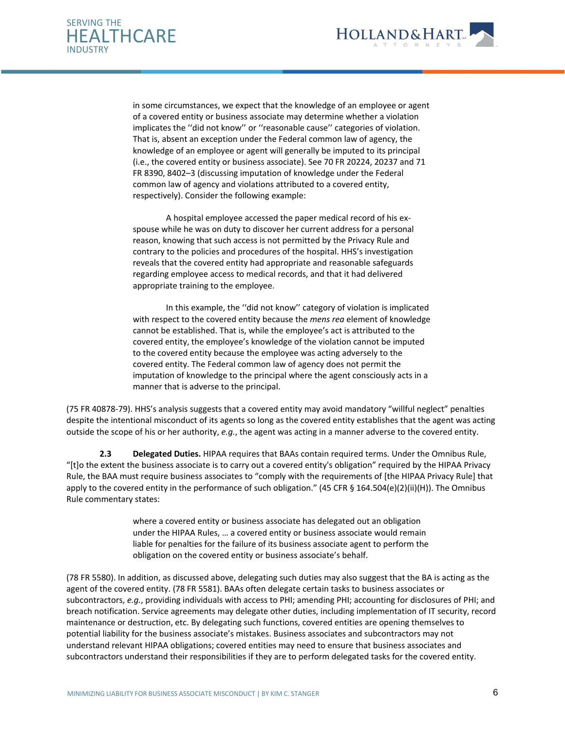> in some circumstances, we expect that the knowledge of an employee or agent of a covered entity or business associate may determine whether a violation implicates the ''did not know'' or ''reasonable cause'' categories of violation. That is, absent an exception under the Federal common law of agency, the knowledge of an employee or agent will generally be imputed to its principal (i.e., the covered entity or business associate). See 70 FR 20224, 20237 and 71 FR 8390, 8402–3 (discussing imputation of knowledge under the Federal common law of agency and violations attributed to a covered entity, respectively). Consider the following example:
>
> A hospital employee accessed the paper medical record of his ex-spouse while he was on duty to discover her current address for a personal reason, knowing that such access is not permitted by the Privacy Rule and contrary to the policies and procedures of the hospital. HHS's investigation reveals that the covered entity had appropriate and reasonable safeguards regarding employee access to medical records, and that it had delivered appropriate training to the employee.
>
> In this example, the ''did not know'' category of violation is implicated with respect to the covered entity because the *mens rea* element of knowledge cannot be established. That is, while the employee's act is attributed to the covered entity, the employee's knowledge of the violation cannot be imputed to the covered entity because the employee was acting adversely to the covered entity. The Federal common law of agency does not permit the imputation of knowledge to the principal where the agent consciously acts in a manner that is adverse to the principal.

(75 FR 40878-79). HHS's analysis suggests that a covered entity may avoid mandatory "willful neglect" penalties despite the intentional misconduct of its agents so long as the covered entity establishes that the agent was acting outside the scope of his or her authority, *e.g.*, the agent was acting in a manner adverse to the covered entity.

**2.3 Delegated Duties.** HIPAA requires that BAAs contain required terms. Under the Omnibus Rule, "[t]o the extent the business associate is to carry out a covered entity's obligation" required by the HIPAA Privacy Rule, the BAA must require business associates to "comply with the requirements of [the HIPAA Privacy Rule] that apply to the covered entity in the performance of such obligation." (45 CFR § 164.504(e)(2)(ii)(H)). The Omnibus Rule commentary states:

> where a covered entity or business associate has delegated out an obligation under the HIPAA Rules, … a covered entity or business associate would remain liable for penalties for the failure of its business associate agent to perform the obligation on the covered entity or business associate's behalf.

(78 FR 5580). In addition, as discussed above, delegating such duties may also suggest that the BA is acting as the agent of the covered entity. (78 FR 5581). BAAs often delegate certain tasks to business associates or subcontractors, *e.g.*, providing individuals with access to PHI; amending PHI; accounting for disclosures of PHI; and breach notification. Service agreements may delegate other duties, including implementation of IT security, record maintenance or destruction, etc. By delegating such functions, covered entities are opening themselves to potential liability for the business associate's mistakes. Business associates and subcontractors may not understand relevant HIPAA obligations; covered entities may need to ensure that business associates and subcontractors understand their responsibilities if they are to perform delegated tasks for the covered entity.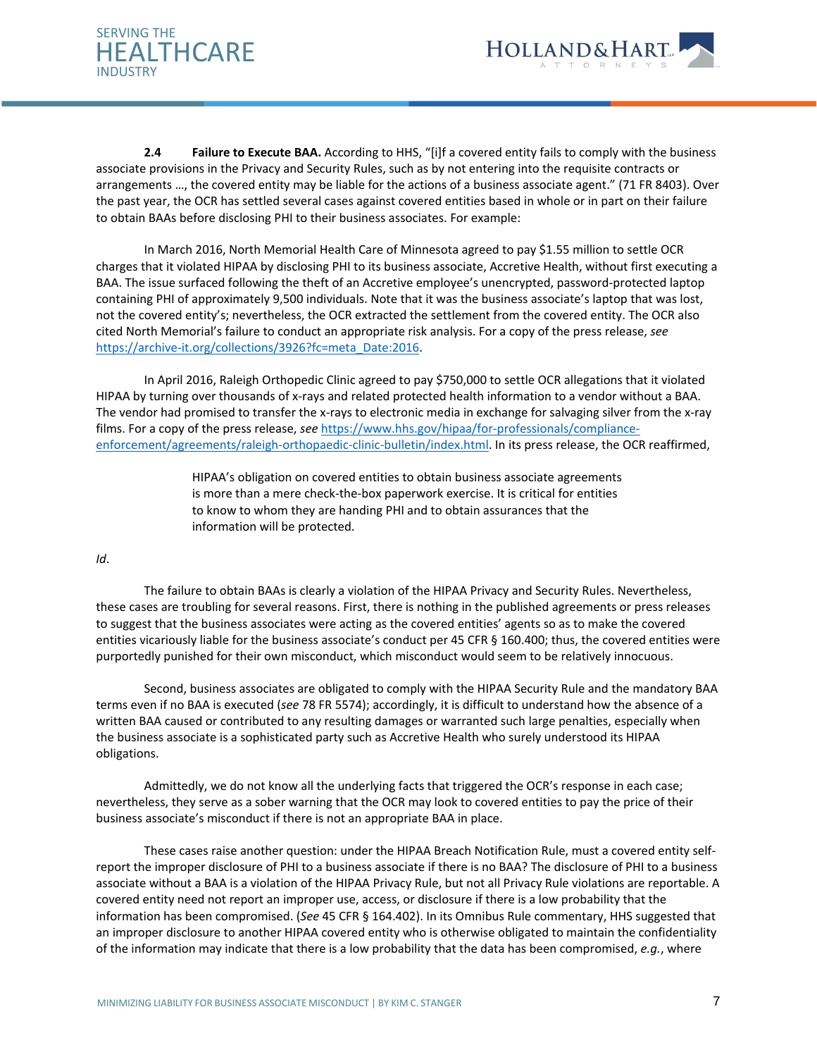**2.4 Failure to Execute BAA.** According to HHS, "[i]f a covered entity fails to comply with the business associate provisions in the Privacy and Security Rules, such as by not entering into the requisite contracts or arrangements …, the covered entity may be liable for the actions of a business associate agent." (71 FR 8403). Over the past year, the OCR has settled several cases against covered entities based in whole or in part on their failure to obtain BAAs before disclosing PHI to their business associates. For example:

In March 2016, North Memorial Health Care of Minnesota agreed to pay $1.55 million to settle OCR charges that it violated HIPAA by disclosing PHI to its business associate, Accretive Health, without first executing a BAA. The issue surfaced following the theft of an Accretive employee's unencrypted, password-protected laptop containing PHI of approximately 9,500 individuals. Note that it was the business associate's laptop that was lost, not the covered entity's; nevertheless, the OCR extracted the settlement from the covered entity. The OCR also cited North Memorial's failure to conduct an appropriate risk analysis. For a copy of the press release, *see* https://archive-it.org/collections/3926?fc=meta_Date:2016.

In April 2016, Raleigh Orthopedic Clinic agreed to pay $750,000 to settle OCR allegations that it violated HIPAA by turning over thousands of x-rays and related protected health information to a vendor without a BAA. The vendor had promised to transfer the x-rays to electronic media in exchange for salvaging silver from the x-ray films. For a copy of the press release, *see* https://www.hhs.gov/hipaa/for-professionals/compliance-enforcement/agreements/raleigh-orthopaedic-clinic-bulletin/index.html. In its press release, the OCR reaffirmed,

> HIPAA's obligation on covered entities to obtain business associate agreements is more than a mere check-the-box paperwork exercise. It is critical for entities to know to whom they are handing PHI and to obtain assurances that the information will be protected.

*Id*.

The failure to obtain BAAs is clearly a violation of the HIPAA Privacy and Security Rules. Nevertheless, these cases are troubling for several reasons. First, there is nothing in the published agreements or press releases to suggest that the business associates were acting as the covered entities' agents so as to make the covered entities vicariously liable for the business associate's conduct per 45 CFR § 160.400; thus, the covered entities were purportedly punished for their own misconduct, which misconduct would seem to be relatively innocuous.

Second, business associates are obligated to comply with the HIPAA Security Rule and the mandatory BAA terms even if no BAA is executed (*see* 78 FR 5574); accordingly, it is difficult to understand how the absence of a written BAA caused or contributed to any resulting damages or warranted such large penalties, especially when the business associate is a sophisticated party such as Accretive Health who surely understood its HIPAA obligations.

Admittedly, we do not know all the underlying facts that triggered the OCR's response in each case; nevertheless, they serve as a sober warning that the OCR may look to covered entities to pay the price of their business associate's misconduct if there is not an appropriate BAA in place.

These cases raise another question: under the HIPAA Breach Notification Rule, must a covered entity self-report the improper disclosure of PHI to a business associate if there is no BAA? The disclosure of PHI to a business associate without a BAA is a violation of the HIPAA Privacy Rule, but not all Privacy Rule violations are reportable. A covered entity need not report an improper use, access, or disclosure if there is a low probability that the information has been compromised. (*See* 45 CFR § 164.402). In its Omnibus Rule commentary, HHS suggested that an improper disclosure to another HIPAA covered entity who is otherwise obligated to maintain the confidentiality of the information may indicate that there is a low probability that the data has been compromised, *e.g.*, where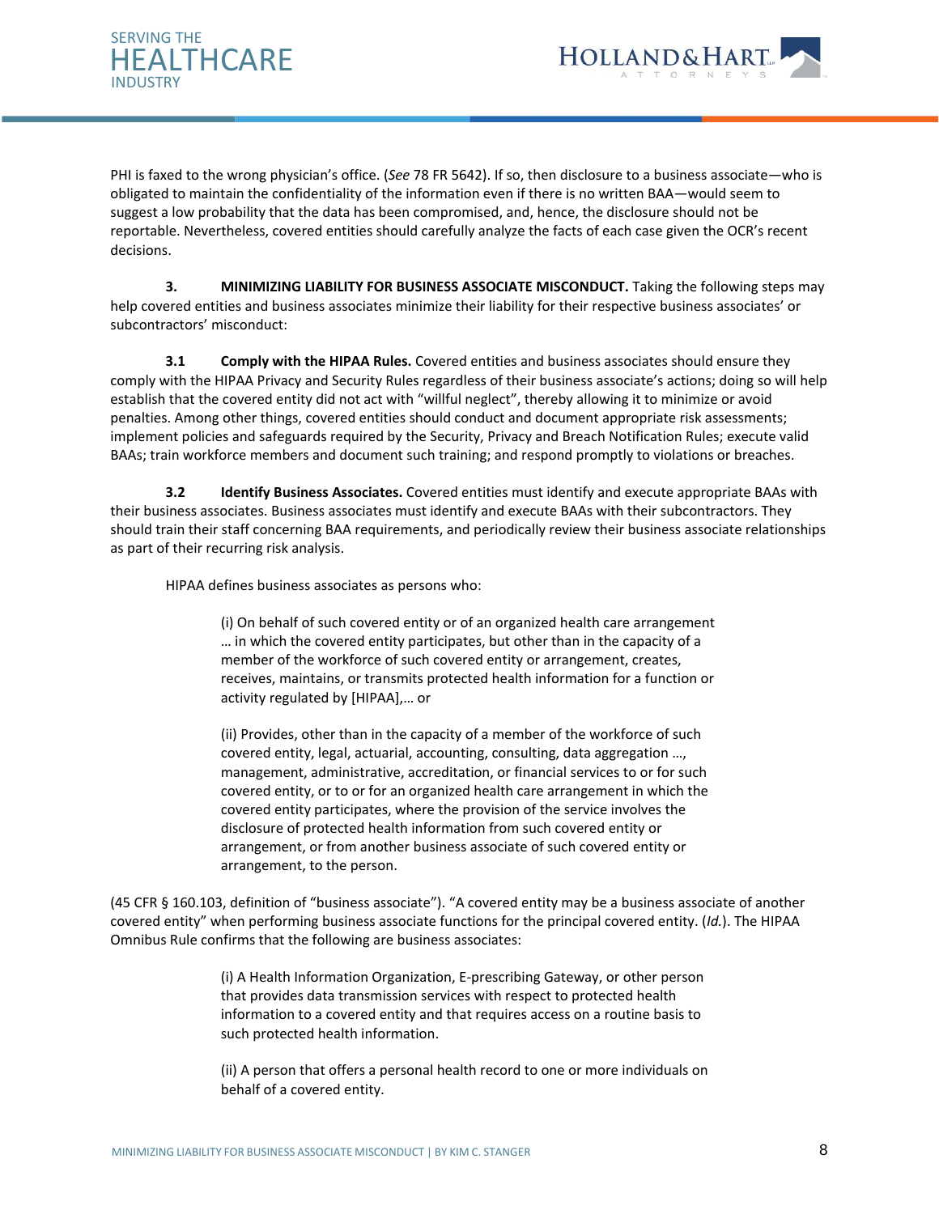PHI is faxed to the wrong physician's office. (*See* 78 FR 5642). If so, then disclosure to a business associate—who is obligated to maintain the confidentiality of the information even if there is no written BAA—would seem to suggest a low probability that the data has been compromised, and, hence, the disclosure should not be reportable. Nevertheless, covered entities should carefully analyze the facts of each case given the OCR's recent decisions.

**3. MINIMIZING LIABILITY FOR BUSINESS ASSOCIATE MISCONDUCT.** Taking the following steps may help covered entities and business associates minimize their liability for their respective business associates' or subcontractors' misconduct:

**3.1 Comply with the HIPAA Rules.** Covered entities and business associates should ensure they comply with the HIPAA Privacy and Security Rules regardless of their business associate's actions; doing so will help establish that the covered entity did not act with "willful neglect", thereby allowing it to minimize or avoid penalties. Among other things, covered entities should conduct and document appropriate risk assessments; implement policies and safeguards required by the Security, Privacy and Breach Notification Rules; execute valid BAAs; train workforce members and document such training; and respond promptly to violations or breaches.

**3.2 Identify Business Associates.** Covered entities must identify and execute appropriate BAAs with their business associates. Business associates must identify and execute BAAs with their subcontractors. They should train their staff concerning BAA requirements, and periodically review their business associate relationships as part of their recurring risk analysis.

HIPAA defines business associates as persons who:

> (i) On behalf of such covered entity or of an organized health care arrangement … in which the covered entity participates, but other than in the capacity of a member of the workforce of such covered entity or arrangement, creates, receives, maintains, or transmits protected health information for a function or activity regulated by [HIPAA],… or
>
> (ii) Provides, other than in the capacity of a member of the workforce of such covered entity, legal, actuarial, accounting, consulting, data aggregation …, management, administrative, accreditation, or financial services to or for such covered entity, or to or for an organized health care arrangement in which the covered entity participates, where the provision of the service involves the disclosure of protected health information from such covered entity or arrangement, or from another business associate of such covered entity or arrangement, to the person.

(45 CFR § 160.103, definition of "business associate"). "A covered entity may be a business associate of another covered entity" when performing business associate functions for the principal covered entity. (*Id.*). The HIPAA Omnibus Rule confirms that the following are business associates:

> (i) A Health Information Organization, E-prescribing Gateway, or other person that provides data transmission services with respect to protected health information to a covered entity and that requires access on a routine basis to such protected health information.
>
> (ii) A person that offers a personal health record to one or more individuals on behalf of a covered entity.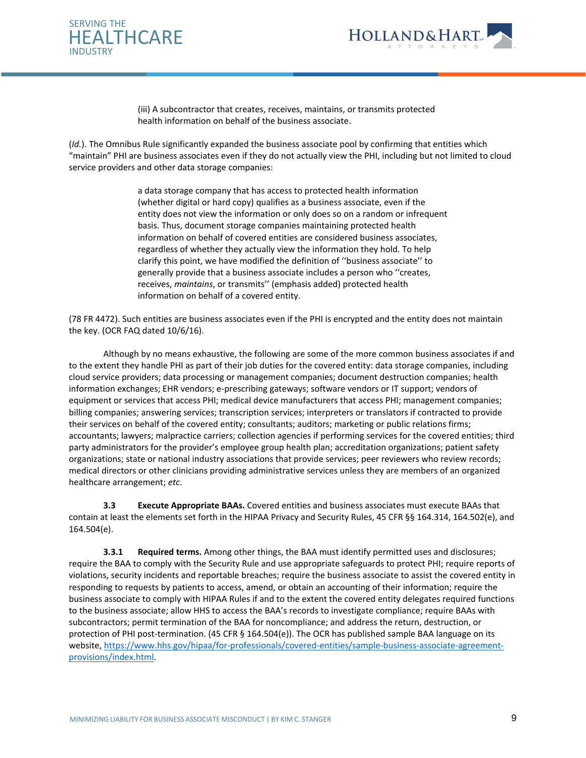> (iii) A subcontractor that creates, receives, maintains, or transmits protected health information on behalf of the business associate.

(*Id.*). The Omnibus Rule significantly expanded the business associate pool by confirming that entities which "maintain" PHI are business associates even if they do not actually view the PHI, including but not limited to cloud service providers and other data storage companies:

> a data storage company that has access to protected health information (whether digital or hard copy) qualifies as a business associate, even if the entity does not view the information or only does so on a random or infrequent basis. Thus, document storage companies maintaining protected health information on behalf of covered entities are considered business associates, regardless of whether they actually view the information they hold. To help clarify this point, we have modified the definition of ''business associate'' to generally provide that a business associate includes a person who ''creates, receives, *maintains*, or transmits'' (emphasis added) protected health information on behalf of a covered entity.

(78 FR 4472). Such entities are business associates even if the PHI is encrypted and the entity does not maintain the key. (OCR FAQ dated 10/6/16).

Although by no means exhaustive, the following are some of the more common business associates if and to the extent they handle PHI as part of their job duties for the covered entity: data storage companies, including cloud service providers; data processing or management companies; document destruction companies; health information exchanges; EHR vendors; e-prescribing gateways; software vendors or IT support; vendors of equipment or services that access PHI; medical device manufacturers that access PHI; management companies; billing companies; answering services; transcription services; interpreters or translators if contracted to provide their services on behalf of the covered entity; consultants; auditors; marketing or public relations firms; accountants; lawyers; malpractice carriers; collection agencies if performing services for the covered entities; third party administrators for the provider's employee group health plan; accreditation organizations; patient safety organizations; state or national industry associations that provide services; peer reviewers who review records; medical directors or other clinicians providing administrative services unless they are members of an organized healthcare arrangement; *etc*.

**3.3 Execute Appropriate BAAs.** Covered entities and business associates must execute BAAs that contain at least the elements set forth in the HIPAA Privacy and Security Rules, 45 CFR §§ 164.314, 164.502(e), and 164.504(e).

**3.3.1 Required terms.** Among other things, the BAA must identify permitted uses and disclosures; require the BAA to comply with the Security Rule and use appropriate safeguards to protect PHI; require reports of violations, security incidents and reportable breaches; require the business associate to assist the covered entity in responding to requests by patients to access, amend, or obtain an accounting of their information; require the business associate to comply with HIPAA Rules if and to the extent the covered entity delegates required functions to the business associate; allow HHS to access the BAA's records to investigate compliance; require BAAs with subcontractors; permit termination of the BAA for noncompliance; and address the return, destruction, or protection of PHI post-termination. (45 CFR § 164.504(e)). The OCR has published sample BAA language on its website, [https://www.hhs.gov/hipaa/for-professionals/covered-entities/sample-business-associate-agreement-provisions/index.html](https://www.hhs.gov/hipaa/for-professionals/covered-entities/sample-business-associate-agreement-provisions/index.html).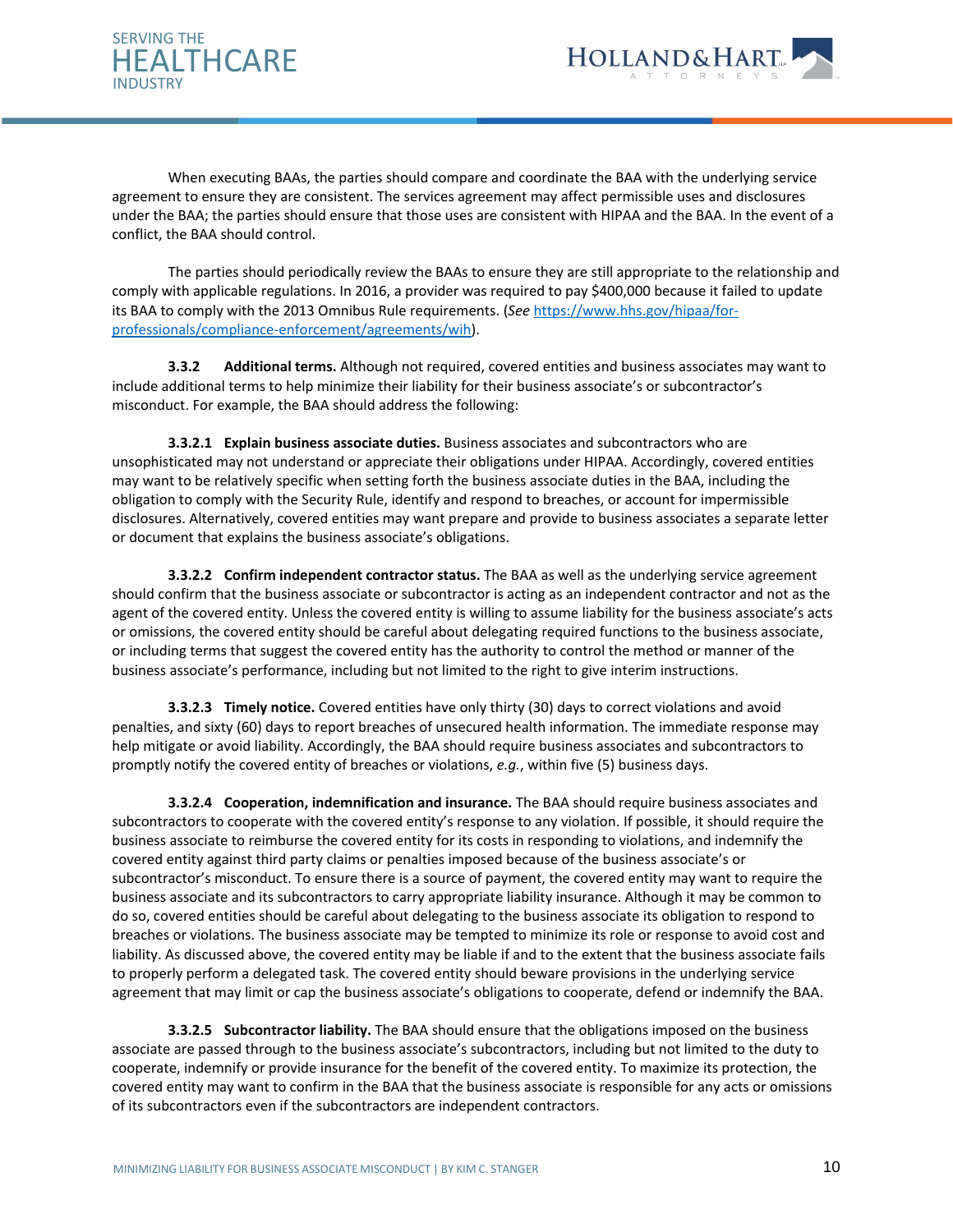When executing BAAs, the parties should compare and coordinate the BAA with the underlying service agreement to ensure they are consistent. The services agreement may affect permissible uses and disclosures under the BAA; the parties should ensure that those uses are consistent with HIPAA and the BAA. In the event of a conflict, the BAA should control.

The parties should periodically review the BAAs to ensure they are still appropriate to the relationship and comply with applicable regulations. In 2016, a provider was required to pay $400,000 because it failed to update its BAA to comply with the 2013 Omnibus Rule requirements. (*See* [https://www.hhs.gov/hipaa/for-professionals/compliance-enforcement/agreements/wih](https://www.hhs.gov/hipaa/for-professionals/compliance-enforcement/agreements/wih)).

**3.3.2 Additional terms.** Although not required, covered entities and business associates may want to include additional terms to help minimize their liability for their business associate's or subcontractor's misconduct. For example, the BAA should address the following:

**3.3.2.1 Explain business associate duties.** Business associates and subcontractors who are unsophisticated may not understand or appreciate their obligations under HIPAA. Accordingly, covered entities may want to be relatively specific when setting forth the business associate duties in the BAA, including the obligation to comply with the Security Rule, identify and respond to breaches, or account for impermissible disclosures. Alternatively, covered entities may want prepare and provide to business associates a separate letter or document that explains the business associate's obligations.

**3.3.2.2 Confirm independent contractor status.** The BAA as well as the underlying service agreement should confirm that the business associate or subcontractor is acting as an independent contractor and not as the agent of the covered entity. Unless the covered entity is willing to assume liability for the business associate's acts or omissions, the covered entity should be careful about delegating required functions to the business associate, or including terms that suggest the covered entity has the authority to control the method or manner of the business associate's performance, including but not limited to the right to give interim instructions.

**3.3.2.3 Timely notice.** Covered entities have only thirty (30) days to correct violations and avoid penalties, and sixty (60) days to report breaches of unsecured health information. The immediate response may help mitigate or avoid liability. Accordingly, the BAA should require business associates and subcontractors to promptly notify the covered entity of breaches or violations, *e.g.*, within five (5) business days.

**3.3.2.4 Cooperation, indemnification and insurance.** The BAA should require business associates and subcontractors to cooperate with the covered entity's response to any violation. If possible, it should require the business associate to reimburse the covered entity for its costs in responding to violations, and indemnify the covered entity against third party claims or penalties imposed because of the business associate's or subcontractor's misconduct. To ensure there is a source of payment, the covered entity may want to require the business associate and its subcontractors to carry appropriate liability insurance. Although it may be common to do so, covered entities should be careful about delegating to the business associate its obligation to respond to breaches or violations. The business associate may be tempted to minimize its role or response to avoid cost and liability. As discussed above, the covered entity may be liable if and to the extent that the business associate fails to properly perform a delegated task. The covered entity should beware provisions in the underlying service agreement that may limit or cap the business associate's obligations to cooperate, defend or indemnify the BAA.

**3.3.2.5 Subcontractor liability.** The BAA should ensure that the obligations imposed on the business associate are passed through to the business associate's subcontractors, including but not limited to the duty to cooperate, indemnify or provide insurance for the benefit of the covered entity. To maximize its protection, the covered entity may want to confirm in the BAA that the business associate is responsible for any acts or omissions of its subcontractors even if the subcontractors are independent contractors.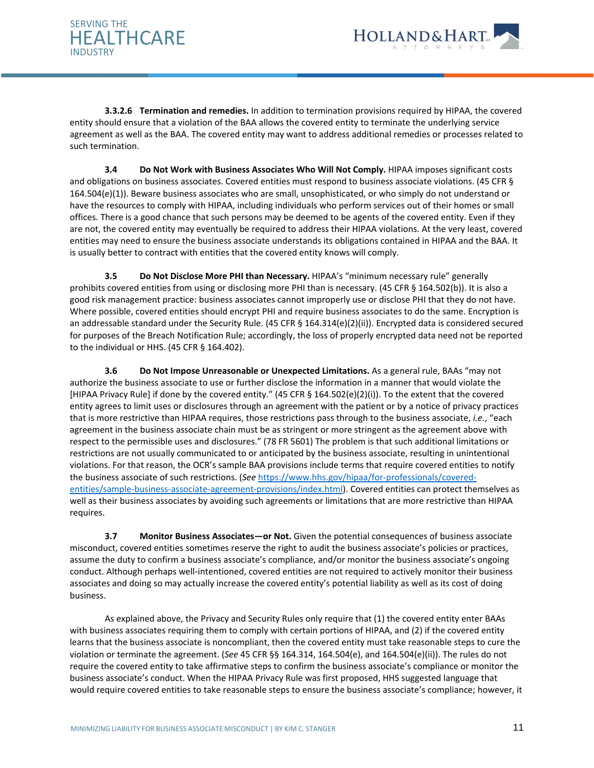**3.3.2.6 Termination and remedies.** In addition to termination provisions required by HIPAA, the covered entity should ensure that a violation of the BAA allows the covered entity to terminate the underlying service agreement as well as the BAA. The covered entity may want to address additional remedies or processes related to such termination.

**3.4 Do Not Work with Business Associates Who Will Not Comply.** HIPAA imposes significant costs and obligations on business associates. Covered entities must respond to business associate violations. (45 CFR § 164.504(e)(1)). Beware business associates who are small, unsophisticated, or who simply do not understand or have the resources to comply with HIPAA, including individuals who perform services out of their homes or small offices. There is a good chance that such persons may be deemed to be agents of the covered entity. Even if they are not, the covered entity may eventually be required to address their HIPAA violations. At the very least, covered entities may need to ensure the business associate understands its obligations contained in HIPAA and the BAA. It is usually better to contract with entities that the covered entity knows will comply.

**3.5 Do Not Disclose More PHI than Necessary.** HIPAA's "minimum necessary rule" generally prohibits covered entities from using or disclosing more PHI than is necessary. (45 CFR § 164.502(b)). It is also a good risk management practice: business associates cannot improperly use or disclose PHI that they do not have. Where possible, covered entities should encrypt PHI and require business associates to do the same. Encryption is an addressable standard under the Security Rule. (45 CFR § 164.314(e)(2)(ii)). Encrypted data is considered secured for purposes of the Breach Notification Rule; accordingly, the loss of properly encrypted data need not be reported to the individual or HHS. (45 CFR § 164.402).

**3.6 Do Not Impose Unreasonable or Unexpected Limitations.** As a general rule, BAAs "may not authorize the business associate to use or further disclose the information in a manner that would violate the [HIPAA Privacy Rule] if done by the covered entity." (45 CFR § 164.502(e)(2)(i)). To the extent that the covered entity agrees to limit uses or disclosures through an agreement with the patient or by a notice of privacy practices that is more restrictive than HIPAA requires, those restrictions pass through to the business associate, *i.e.*, "each agreement in the business associate chain must be as stringent or more stringent as the agreement above with respect to the permissible uses and disclosures." (78 FR 5601) The problem is that such additional limitations or restrictions are not usually communicated to or anticipated by the business associate, resulting in unintentional violations. For that reason, the OCR's sample BAA provisions include terms that require covered entities to notify the business associate of such restrictions. (*See* https://www.hhs.gov/hipaa/for-professionals/covered-entities/sample-business-associate-agreement-provisions/index.html). Covered entities can protect themselves as well as their business associates by avoiding such agreements or limitations that are more restrictive than HIPAA requires.

**3.7 Monitor Business Associates—or Not.** Given the potential consequences of business associate misconduct, covered entities sometimes reserve the right to audit the business associate's policies or practices, assume the duty to confirm a business associate's compliance, and/or monitor the business associate's ongoing conduct. Although perhaps well-intentioned, covered entities are not required to actively monitor their business associates and doing so may actually increase the covered entity's potential liability as well as its cost of doing business.

As explained above, the Privacy and Security Rules only require that (1) the covered entity enter BAAs with business associates requiring them to comply with certain portions of HIPAA, and (2) if the covered entity learns that the business associate is noncompliant, then the covered entity must take reasonable steps to cure the violation or terminate the agreement. (*See* 45 CFR §§ 164.314, 164.504(e), and 164.504(e)(ii)). The rules do not require the covered entity to take affirmative steps to confirm the business associate's compliance or monitor the business associate's conduct. When the HIPAA Privacy Rule was first proposed, HHS suggested language that would require covered entities to take reasonable steps to ensure the business associate's compliance; however, it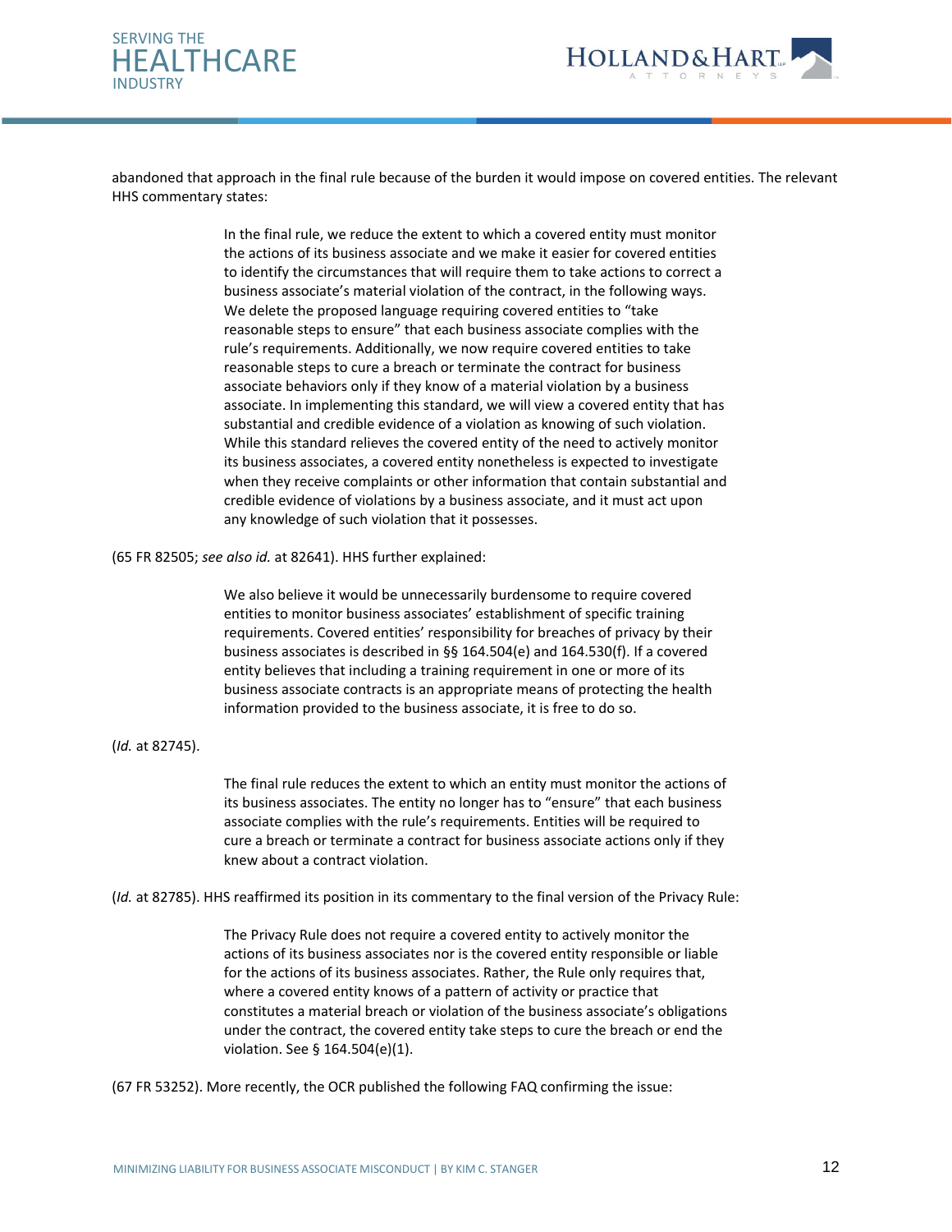abandoned that approach in the final rule because of the burden it would impose on covered entities. The relevant HHS commentary states:

> In the final rule, we reduce the extent to which a covered entity must monitor the actions of its business associate and we make it easier for covered entities to identify the circumstances that will require them to take actions to correct a business associate's material violation of the contract, in the following ways. We delete the proposed language requiring covered entities to "take reasonable steps to ensure" that each business associate complies with the rule's requirements. Additionally, we now require covered entities to take reasonable steps to cure a breach or terminate the contract for business associate behaviors only if they know of a material violation by a business associate. In implementing this standard, we will view a covered entity that has substantial and credible evidence of a violation as knowing of such violation. While this standard relieves the covered entity of the need to actively monitor its business associates, a covered entity nonetheless is expected to investigate when they receive complaints or other information that contain substantial and credible evidence of violations by a business associate, and it must act upon any knowledge of such violation that it possesses.

(65 FR 82505; *see also id.* at 82641). HHS further explained:

> We also believe it would be unnecessarily burdensome to require covered entities to monitor business associates' establishment of specific training requirements. Covered entities' responsibility for breaches of privacy by their business associates is described in §§ 164.504(e) and 164.530(f). If a covered entity believes that including a training requirement in one or more of its business associate contracts is an appropriate means of protecting the health information provided to the business associate, it is free to do so.

(*Id.* at 82745).

> The final rule reduces the extent to which an entity must monitor the actions of its business associates. The entity no longer has to "ensure" that each business associate complies with the rule's requirements. Entities will be required to cure a breach or terminate a contract for business associate actions only if they knew about a contract violation.

(*Id.* at 82785). HHS reaffirmed its position in its commentary to the final version of the Privacy Rule:

> The Privacy Rule does not require a covered entity to actively monitor the actions of its business associates nor is the covered entity responsible or liable for the actions of its business associates. Rather, the Rule only requires that, where a covered entity knows of a pattern of activity or practice that constitutes a material breach or violation of the business associate's obligations under the contract, the covered entity take steps to cure the breach or end the violation. See § 164.504(e)(1).

(67 FR 53252). More recently, the OCR published the following FAQ confirming the issue: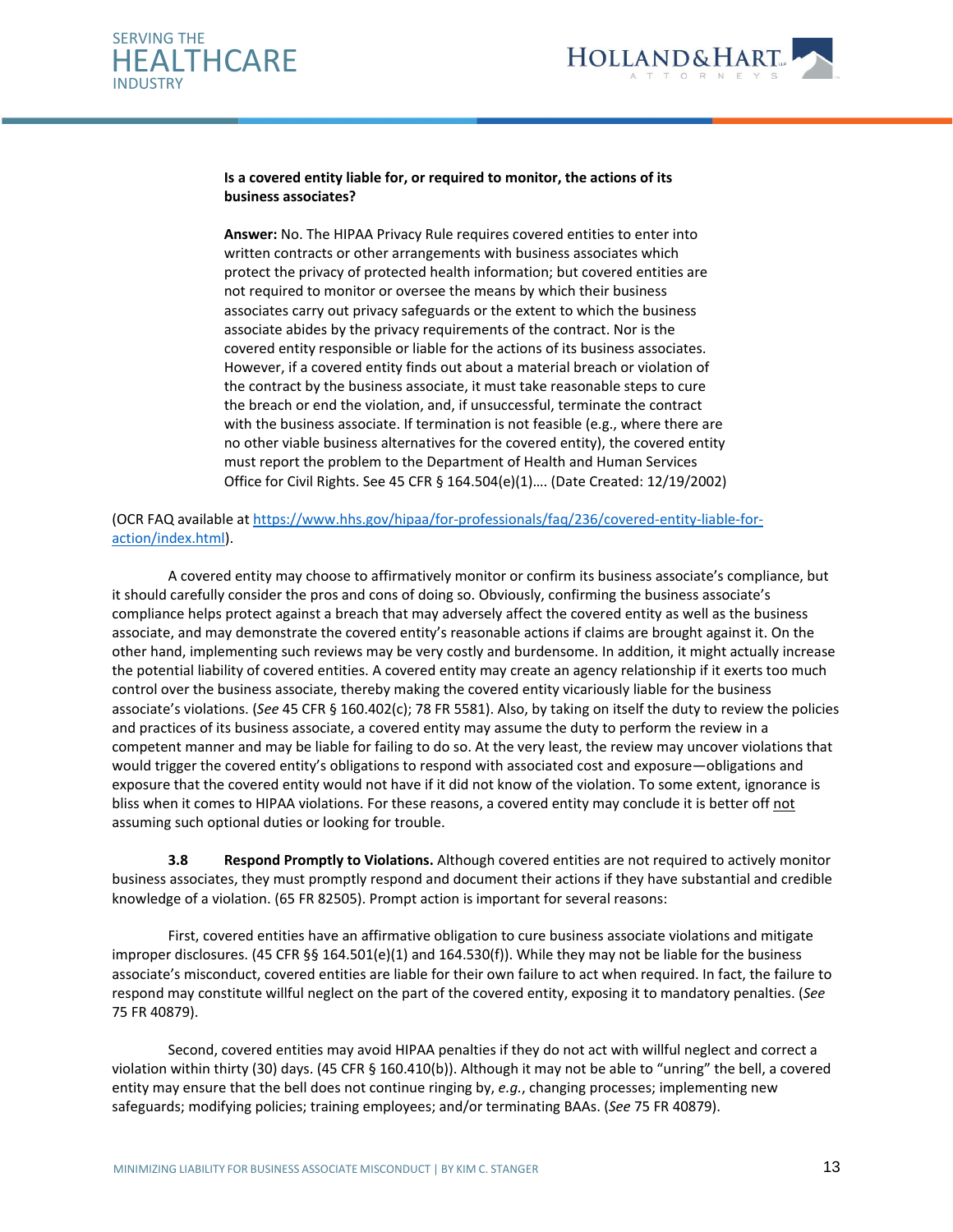> **Is a covered entity liable for, or required to monitor, the actions of its business associates?**
>
> **Answer:** No. The HIPAA Privacy Rule requires covered entities to enter into written contracts or other arrangements with business associates which protect the privacy of protected health information; but covered entities are not required to monitor or oversee the means by which their business associates carry out privacy safeguards or the extent to which the business associate abides by the privacy requirements of the contract. Nor is the covered entity responsible or liable for the actions of its business associates. However, if a covered entity finds out about a material breach or violation of the contract by the business associate, it must take reasonable steps to cure the breach or end the violation, and, if unsuccessful, terminate the contract with the business associate. If termination is not feasible (e.g., where there are no other viable business alternatives for the covered entity), the covered entity must report the problem to the Department of Health and Human Services Office for Civil Rights. See 45 CFR § 164.504(e)(1)…. (Date Created: 12/19/2002)

(OCR FAQ available at https://www.hhs.gov/hipaa/for-professionals/faq/236/covered-entity-liable-for-action/index.html).

A covered entity may choose to affirmatively monitor or confirm its business associate's compliance, but it should carefully consider the pros and cons of doing so. Obviously, confirming the business associate's compliance helps protect against a breach that may adversely affect the covered entity as well as the business associate, and may demonstrate the covered entity's reasonable actions if claims are brought against it. On the other hand, implementing such reviews may be very costly and burdensome. In addition, it might actually increase the potential liability of covered entities. A covered entity may create an agency relationship if it exerts too much control over the business associate, thereby making the covered entity vicariously liable for the business associate's violations. (*See* 45 CFR § 160.402(c); 78 FR 5581). Also, by taking on itself the duty to review the policies and practices of its business associate, a covered entity may assume the duty to perform the review in a competent manner and may be liable for failing to do so. At the very least, the review may uncover violations that would trigger the covered entity's obligations to respond with associated cost and exposure—obligations and exposure that the covered entity would not have if it did not know of the violation. To some extent, ignorance is bliss when it comes to HIPAA violations. For these reasons, a covered entity may conclude it is better off <u>not</u> assuming such optional duties or looking for trouble.

**3.8 Respond Promptly to Violations.** Although covered entities are not required to actively monitor business associates, they must promptly respond and document their actions if they have substantial and credible knowledge of a violation. (65 FR 82505). Prompt action is important for several reasons:

First, covered entities have an affirmative obligation to cure business associate violations and mitigate improper disclosures. (45 CFR §§ 164.501(e)(1) and 164.530(f)). While they may not be liable for the business associate's misconduct, covered entities are liable for their own failure to act when required. In fact, the failure to respond may constitute willful neglect on the part of the covered entity, exposing it to mandatory penalties. (*See* 75 FR 40879).

Second, covered entities may avoid HIPAA penalties if they do not act with willful neglect and correct a violation within thirty (30) days. (45 CFR § 160.410(b)). Although it may not be able to "unring" the bell, a covered entity may ensure that the bell does not continue ringing by, *e.g.*, changing processes; implementing new safeguards; modifying policies; training employees; and/or terminating BAAs. (*See* 75 FR 40879).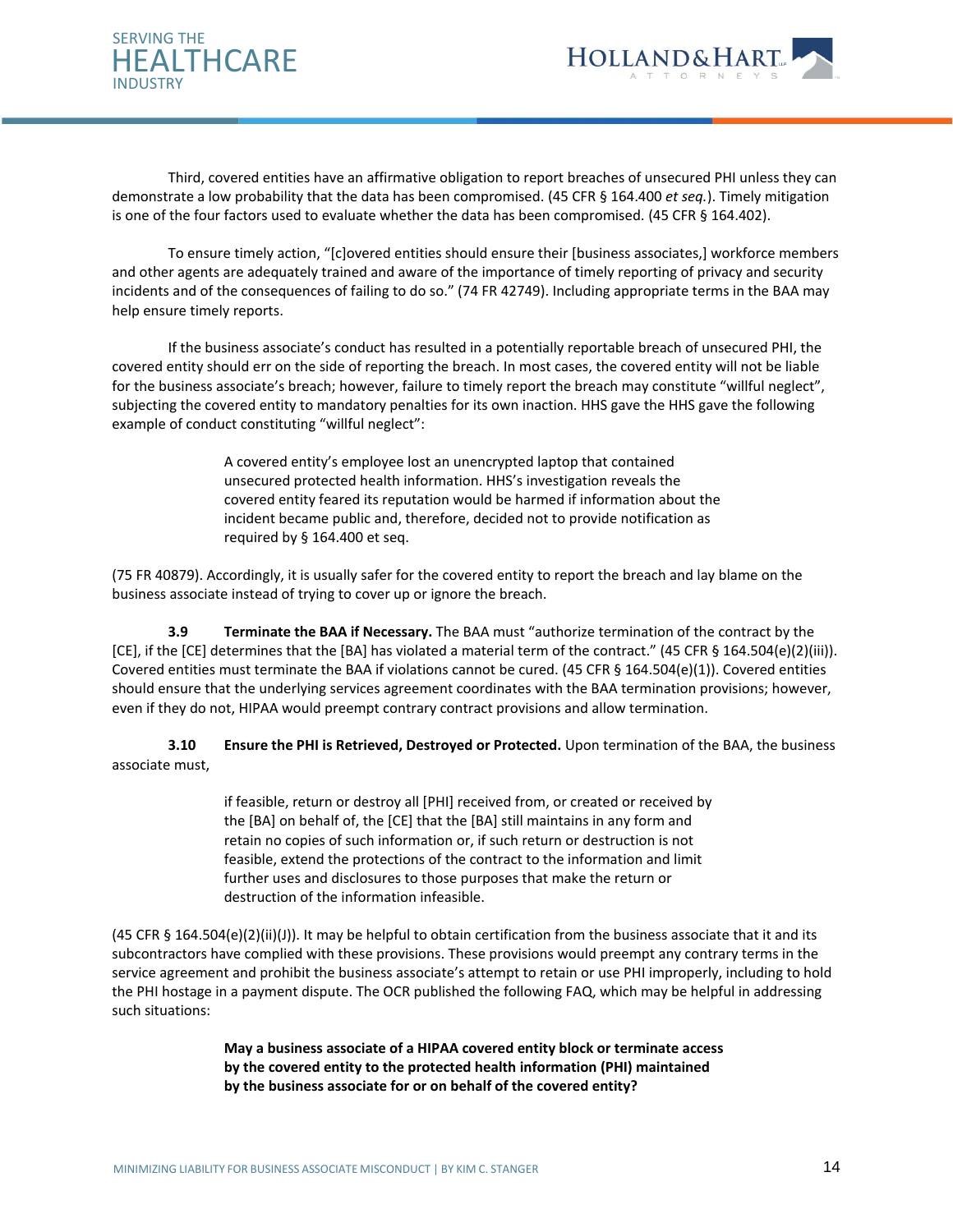Third, covered entities have an affirmative obligation to report breaches of unsecured PHI unless they can demonstrate a low probability that the data has been compromised. (45 CFR § 164.400 *et seq.*). Timely mitigation is one of the four factors used to evaluate whether the data has been compromised. (45 CFR § 164.402).

To ensure timely action, "[c]overed entities should ensure their [business associates,] workforce members and other agents are adequately trained and aware of the importance of timely reporting of privacy and security incidents and of the consequences of failing to do so." (74 FR 42749). Including appropriate terms in the BAA may help ensure timely reports.

If the business associate's conduct has resulted in a potentially reportable breach of unsecured PHI, the covered entity should err on the side of reporting the breach. In most cases, the covered entity will not be liable for the business associate's breach; however, failure to timely report the breach may constitute "willful neglect", subjecting the covered entity to mandatory penalties for its own inaction. HHS gave the HHS gave the following example of conduct constituting "willful neglect":

> A covered entity's employee lost an unencrypted laptop that contained unsecured protected health information. HHS's investigation reveals the covered entity feared its reputation would be harmed if information about the incident became public and, therefore, decided not to provide notification as required by § 164.400 et seq.

(75 FR 40879). Accordingly, it is usually safer for the covered entity to report the breach and lay blame on the business associate instead of trying to cover up or ignore the breach.

**3.9 Terminate the BAA if Necessary.** The BAA must "authorize termination of the contract by the [CE], if the [CE] determines that the [BA] has violated a material term of the contract." (45 CFR § 164.504(e)(2)(iii)). Covered entities must terminate the BAA if violations cannot be cured. (45 CFR § 164.504(e)(1)). Covered entities should ensure that the underlying services agreement coordinates with the BAA termination provisions; however, even if they do not, HIPAA would preempt contrary contract provisions and allow termination.

**3.10 Ensure the PHI is Retrieved, Destroyed or Protected.** Upon termination of the BAA, the business associate must,

> if feasible, return or destroy all [PHI] received from, or created or received by the [BA] on behalf of, the [CE] that the [BA] still maintains in any form and retain no copies of such information or, if such return or destruction is not feasible, extend the protections of the contract to the information and limit further uses and disclosures to those purposes that make the return or destruction of the information infeasible.

(45 CFR § 164.504(e)(2)(ii)(J)). It may be helpful to obtain certification from the business associate that it and its subcontractors have complied with these provisions. These provisions would preempt any contrary terms in the service agreement and prohibit the business associate's attempt to retain or use PHI improperly, including to hold the PHI hostage in a payment dispute. The OCR published the following FAQ, which may be helpful in addressing such situations:

> **May a business associate of a HIPAA covered entity block or terminate access by the covered entity to the protected health information (PHI) maintained by the business associate for or on behalf of the covered entity?**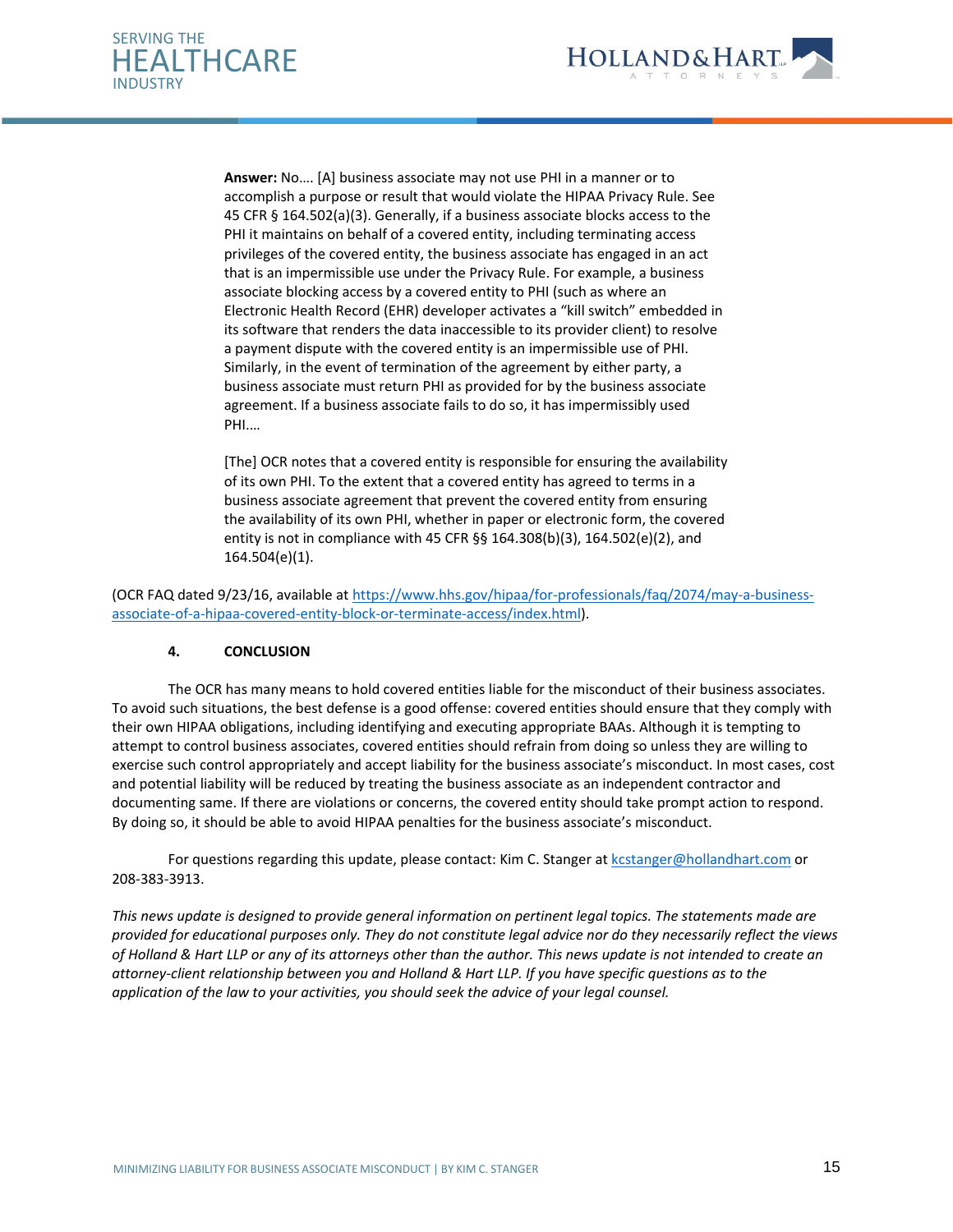> **Answer:** No…. [A] business associate may not use PHI in a manner or to accomplish a purpose or result that would violate the HIPAA Privacy Rule. See 45 CFR § 164.502(a)(3). Generally, if a business associate blocks access to the PHI it maintains on behalf of a covered entity, including terminating access privileges of the covered entity, the business associate has engaged in an act that is an impermissible use under the Privacy Rule. For example, a business associate blocking access by a covered entity to PHI (such as where an Electronic Health Record (EHR) developer activates a "kill switch" embedded in its software that renders the data inaccessible to its provider client) to resolve a payment dispute with the covered entity is an impermissible use of PHI. Similarly, in the event of termination of the agreement by either party, a business associate must return PHI as provided for by the business associate agreement. If a business associate fails to do so, it has impermissibly used PHI….
>
> [The] OCR notes that a covered entity is responsible for ensuring the availability of its own PHI. To the extent that a covered entity has agreed to terms in a business associate agreement that prevent the covered entity from ensuring the availability of its own PHI, whether in paper or electronic form, the covered entity is not in compliance with 45 CFR §§ 164.308(b)(3), 164.502(e)(2), and 164.504(e)(1).

(OCR FAQ dated 9/23/16, available at https://www.hhs.gov/hipaa/for-professionals/faq/2074/may-a-business-associate-of-a-hipaa-covered-entity-block-or-terminate-access/index.html).

## 4. CONCLUSION

The OCR has many means to hold covered entities liable for the misconduct of their business associates. To avoid such situations, the best defense is a good offense: covered entities should ensure that they comply with their own HIPAA obligations, including identifying and executing appropriate BAAs. Although it is tempting to attempt to control business associates, covered entities should refrain from doing so unless they are willing to exercise such control appropriately and accept liability for the business associate's misconduct. In most cases, cost and potential liability will be reduced by treating the business associate as an independent contractor and documenting same. If there are violations or concerns, the covered entity should take prompt action to respond. By doing so, it should be able to avoid HIPAA penalties for the business associate's misconduct.

For questions regarding this update, please contact: Kim C. Stanger at kcstanger@hollandhart.com or 208-383-3913.

*This news update is designed to provide general information on pertinent legal topics. The statements made are provided for educational purposes only. They do not constitute legal advice nor do they necessarily reflect the views of Holland & Hart LLP or any of its attorneys other than the author. This news update is not intended to create an attorney-client relationship between you and Holland & Hart LLP. If you have specific questions as to the application of the law to your activities, you should seek the advice of your legal counsel.*